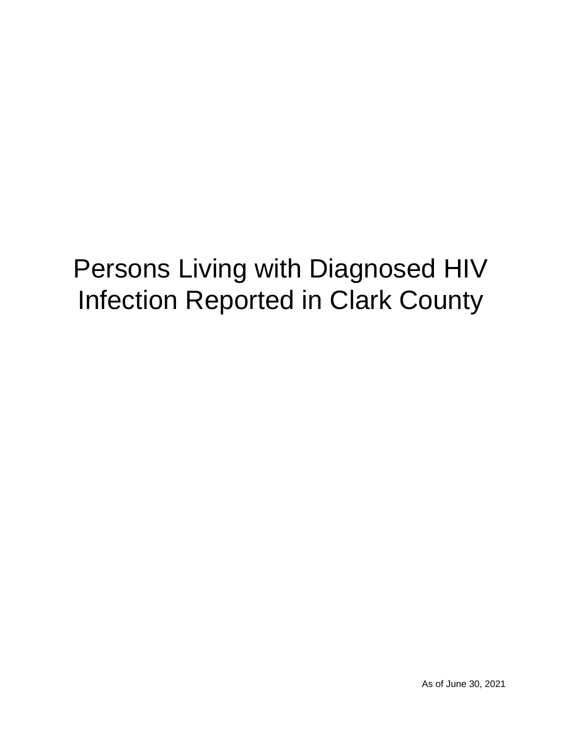# Persons Living with Diagnosed HIV Infection Reported in Clark County

As of June 30, 2021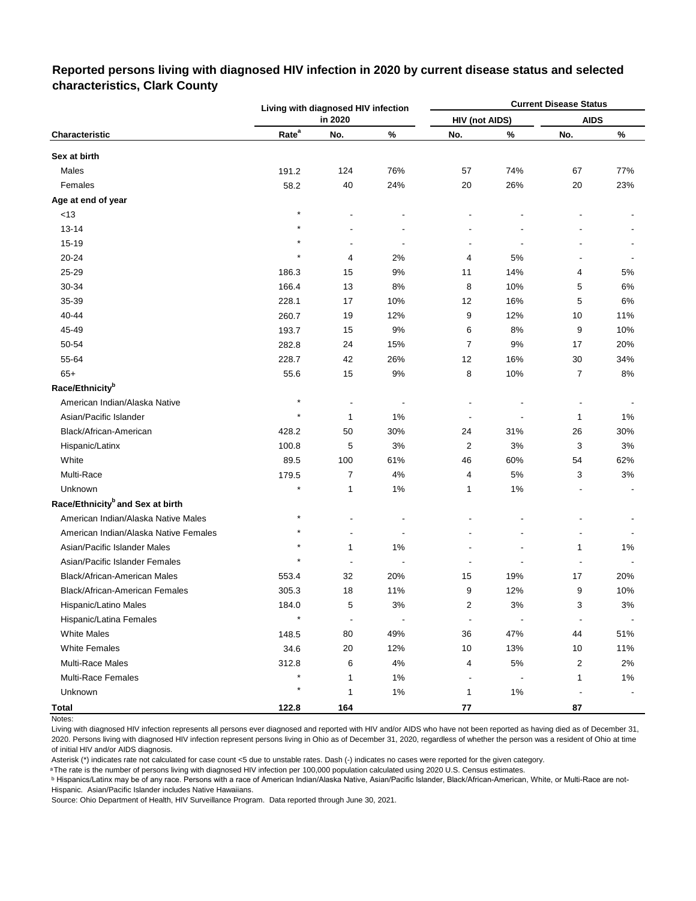## Reported persons living with diagnosed HIV infection in 2020 by current disease status and selected characteristics, Clark County

| Characteristic | Living with diagnosed HIV infection in 2020 | | | Current Disease Status | | | |
|---|---|---|---|---|---|---|---|
| | | | | HIV (not AIDS) | | AIDS | |
| | Rate[a] | No. | % | No. | % | No. | % |
| **Sex at birth** | | | | | | | |
| Males | 191.2 | 124 | 76% | 57 | 74% | 67 | 77% |
| Females | 58.2 | 40 | 24% | 20 | 26% | 20 | 23% |
| **Age at end of year** | | | | | | | |
| <13 | * | - | - | - | - | - | - |
| 13-14 | * | - | - | - | - | - | - |
| 15-19 | * | - | - | - | - | - | - |
| 20-24 | * | 4 | 2% | 4 | 5% | - | - |
| 25-29 | 186.3 | 15 | 9% | 11 | 14% | 4 | 5% |
| 30-34 | 166.4 | 13 | 8% | 8 | 10% | 5 | 6% |
| 35-39 | 228.1 | 17 | 10% | 12 | 16% | 5 | 6% |
| 40-44 | 260.7 | 19 | 12% | 9 | 12% | 10 | 11% |
| 45-49 | 193.7 | 15 | 9% | 6 | 8% | 9 | 10% |
| 50-54 | 282.8 | 24 | 15% | 7 | 9% | 17 | 20% |
| 55-64 | 228.7 | 42 | 26% | 12 | 16% | 30 | 34% |
| 65+ | 55.6 | 15 | 9% | 8 | 10% | 7 | 8% |
| **Race/Ethnicity[b]** | | | | | | | |
| American Indian/Alaska Native | * | - | - | - | - | - | - |
| Asian/Pacific Islander | * | 1 | 1% | - | - | 1 | 1% |
| Black/African-American | 428.2 | 50 | 30% | 24 | 31% | 26 | 30% |
| Hispanic/Latinx | 100.8 | 5 | 3% | 2 | 3% | 3 | 3% |
| White | 89.5 | 100 | 61% | 46 | 60% | 54 | 62% |
| Multi-Race | 179.5 | 7 | 4% | 4 | 5% | 3 | 3% |
| Unknown | * | 1 | 1% | 1 | 1% | - | - |
| **Race/Ethnicity[b] and Sex at birth** | | | | | | | |
| American Indian/Alaska Native Males | * | - | - | - | - | - | - |
| American Indian/Alaska Native Females | * | - | - | - | - | - | - |
| Asian/Pacific Islander Males | * | 1 | 1% | - | - | 1 | 1% |
| Asian/Pacific Islander Females | * | - | - | - | - | - | - |
| Black/African-American Males | 553.4 | 32 | 20% | 15 | 19% | 17 | 20% |
| Black/African-American Females | 305.3 | 18 | 11% | 9 | 12% | 9 | 10% |
| Hispanic/Latino Males | 184.0 | 5 | 3% | 2 | 3% | 3 | 3% |
| Hispanic/Latina Females | * | - | - | - | - | - | - |
| White Males | 148.5 | 80 | 49% | 36 | 47% | 44 | 51% |
| White Females | 34.6 | 20 | 12% | 10 | 13% | 10 | 11% |
| Multi-Race Males | 312.8 | 6 | 4% | 4 | 5% | 2 | 2% |
| Multi-Race Females | * | 1 | 1% | - | - | 1 | 1% |
| Unknown | * | 1 | 1% | 1 | 1% | - | - |
| **Total** | **122.8** | **164** | | **77** | | **87** | |

Notes:

Living with diagnosed HIV infection represents all persons ever diagnosed and reported with HIV and/or AIDS who have not been reported as having died as of December 31, 2020. Persons living with diagnosed HIV infection represent persons living in Ohio as of December 31, 2020, regardless of whether the person was a resident of Ohio at time of initial HIV and/or AIDS diagnosis.

Asterisk (*) indicates rate not calculated for case count <5 due to unstable rates. Dash (-) indicates no cases were reported for the given category.

[a] The rate is the number of persons living with diagnosed HIV infection per 100,000 population calculated using 2020 U.S. Census estimates.

[b] Hispanics/Latinx may be of any race. Persons with a race of American Indian/Alaska Native, Asian/Pacific Islander, Black/African-American, White, or Multi-Race are not-Hispanic. Asian/Pacific Islander includes Native Hawaiians.

Source: Ohio Department of Health, HIV Surveillance Program. Data reported through June 30, 2021.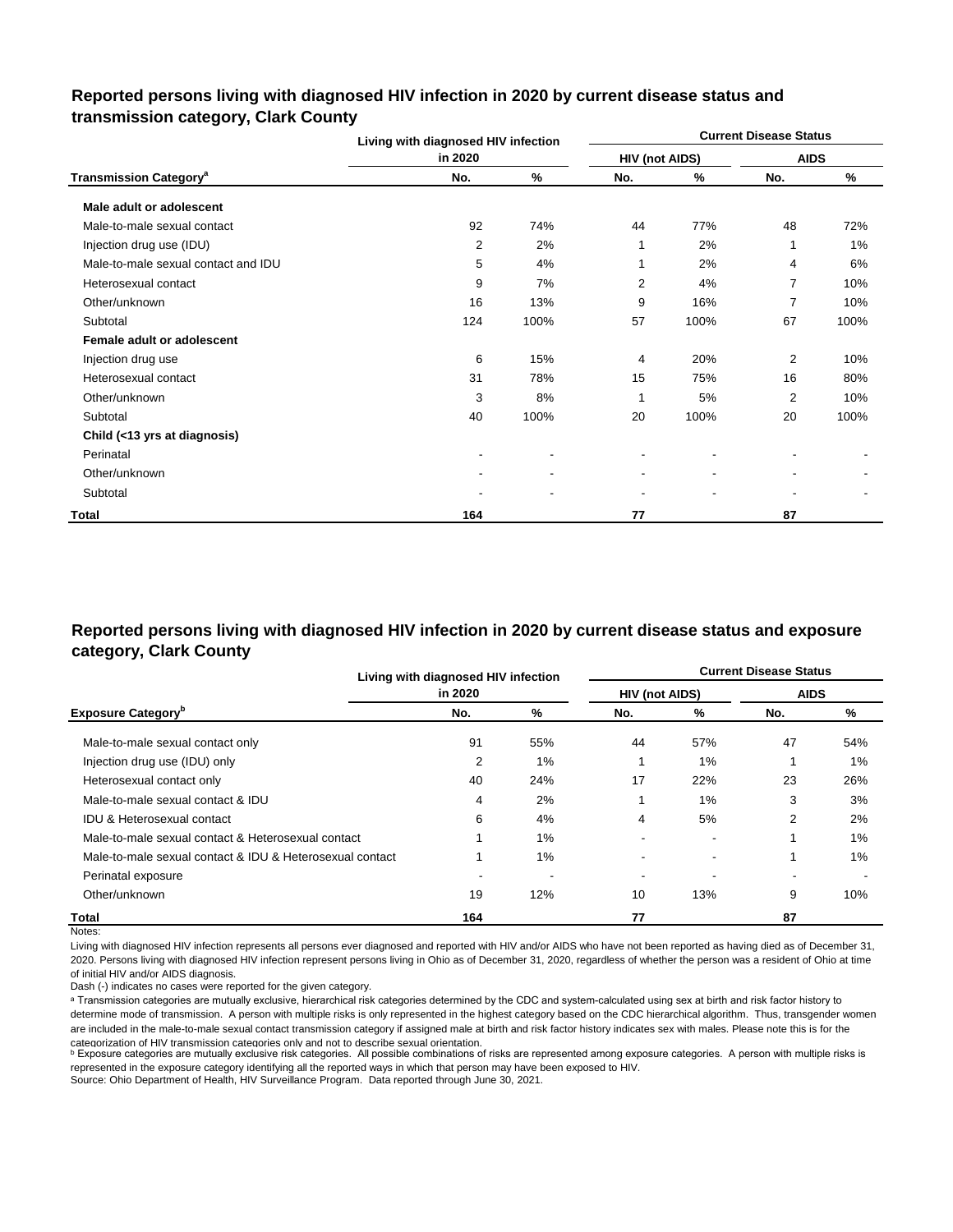## Reported persons living with diagnosed HIV infection in 2020 by current disease status and transmission category, Clark County

| Transmission Category[a] | Living with diagnosed HIV infection in 2020 | | Current Disease Status | | | |
|---|---|---|---|---|---|---|
| | | | HIV (not AIDS) | | AIDS | |
| | No. | % | No. | % | No. | % |
| **Male adult or adolescent** | | | | | | |
| Male-to-male sexual contact | 92 | 74% | 44 | 77% | 48 | 72% |
| Injection drug use (IDU) | 2 | 2% | 1 | 2% | 1 | 1% |
| Male-to-male sexual contact and IDU | 5 | 4% | 1 | 2% | 4 | 6% |
| Heterosexual contact | 9 | 7% | 2 | 4% | 7 | 10% |
| Other/unknown | 16 | 13% | 9 | 16% | 7 | 10% |
| Subtotal | 124 | 100% | 57 | 100% | 67 | 100% |
| **Female adult or adolescent** | | | | | | |
| Injection drug use | 6 | 15% | 4 | 20% | 2 | 10% |
| Heterosexual contact | 31 | 78% | 15 | 75% | 16 | 80% |
| Other/unknown | 3 | 8% | 1 | 5% | 2 | 10% |
| Subtotal | 40 | 100% | 20 | 100% | 20 | 100% |
| **Child (<13 yrs at diagnosis)** | | | | | | |
| Perinatal | - | - | - | - | - | - |
| Other/unknown | - | - | - | - | - | - |
| Subtotal | - | - | - | - | - | - |
| **Total** | **164** | | **77** | | **87** | |

## Reported persons living with diagnosed HIV infection in 2020 by current disease status and exposure category, Clark County

| Exposure Category[b] | Living with diagnosed HIV infection in 2020 | | Current Disease Status | | | |
|---|---|---|---|---|---|---|
| | | | HIV (not AIDS) | | AIDS | |
| | No. | % | No. | % | No. | % |
| Male-to-male sexual contact only | 91 | 55% | 44 | 57% | 47 | 54% |
| Injection drug use (IDU) only | 2 | 1% | 1 | 1% | 1 | 1% |
| Heterosexual contact only | 40 | 24% | 17 | 22% | 23 | 26% |
| Male-to-male sexual contact & IDU | 4 | 2% | 1 | 1% | 3 | 3% |
| IDU & Heterosexual contact | 6 | 4% | 4 | 5% | 2 | 2% |
| Male-to-male sexual contact & Heterosexual contact | 1 | 1% | - | - | 1 | 1% |
| Male-to-male sexual contact & IDU & Heterosexual contact | 1 | 1% | - | - | 1 | 1% |
| Perinatal exposure | - | - | - | - | - | - |
| Other/unknown | 19 | 12% | 10 | 13% | 9 | 10% |
| **Total** | **164** | | **77** | | **87** | |

Notes:

Living with diagnosed HIV infection represents all persons ever diagnosed and reported with HIV and/or AIDS who have not been reported as having died as of December 31, 2020. Persons living with diagnosed HIV infection represent persons living in Ohio as of December 31, 2020, regardless of whether the person was a resident of Ohio at time of initial HIV and/or AIDS diagnosis.

Dash (-) indicates no cases were reported for the given category.

[a] Transmission categories are mutually exclusive, hierarchical risk categories determined by the CDC and system-calculated using sex at birth and risk factor history to determine mode of transmission. A person with multiple risks is only represented in the highest category based on the CDC hierarchical algorithm. Thus, transgender women are included in the male-to-male sexual contact transmission category if assigned male at birth and risk factor history indicates sex with males. Please note this is for the categorization of HIV transmission categories only and not to describe sexual orientation.

[b] Exposure categories are mutually exclusive risk categories. All possible combinations of risks are represented among exposure categories. A person with multiple risks is represented in the exposure category identifying all the reported ways in which that person may have been exposed to HIV.

Source: Ohio Department of Health, HIV Surveillance Program. Data reported through June 30, 2021.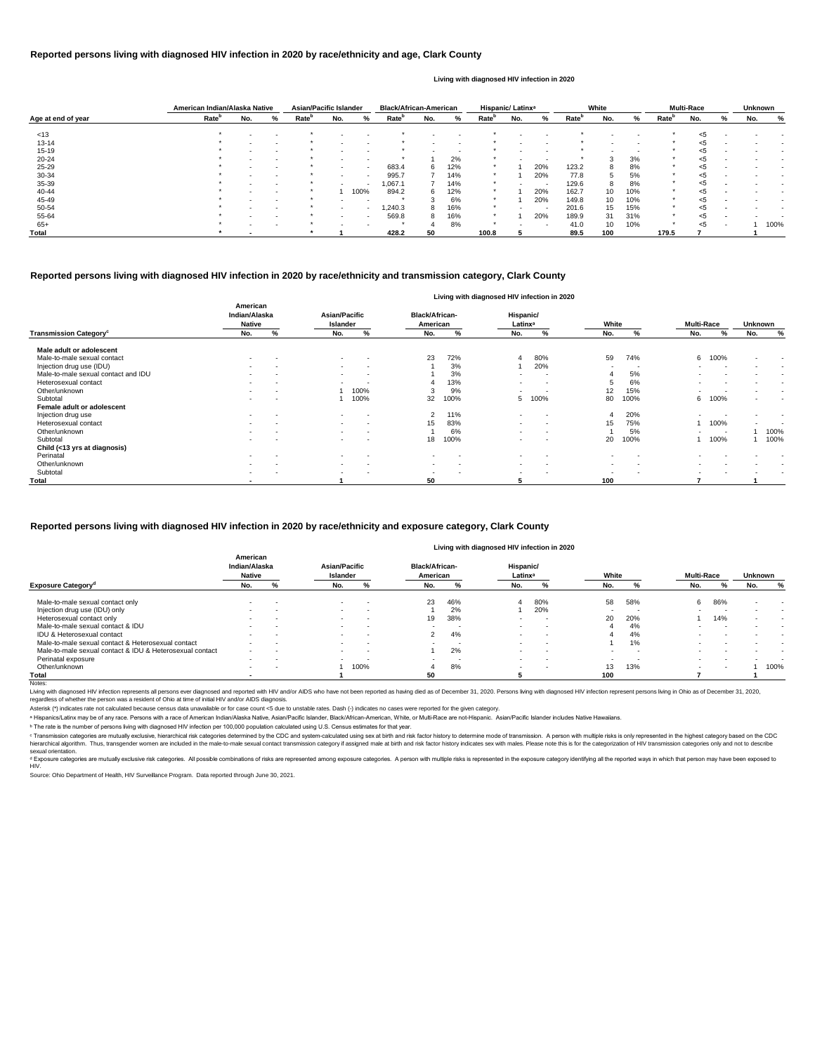## Reported persons living with diagnosed HIV infection in 2020 by race/ethnicity and age, Clark County

Living with diagnosed HIV infection in 2020

| Age at end of year | American Indian/Alaska Native | | | Asian/Pacific Islander | | | Black/African-American | | | Hispanic/ Latinx[a] | | | White | | | Multi-Race | | | Unknown | |
|---|---|---|---|---|---|---|---|---|---|---|---|---|---|---|---|---|---|---|---|---|
| | Rate[b] | No. | % | Rate[b] | No. | % | Rate[b] | No. | % | Rate[b] | No. | % | Rate[b] | No. | % | Rate[b] | No. | % | No. | % |
| <13 | * | - | - | * | - | - | * | - | - | * | - | - | * | - | - | * | <5 | - | - | - |
| 13-14 | * | - | - | * | - | - | * | - | - | * | - | - | * | - | - | * | <5 | - | - | - |
| 15-19 | * | - | - | * | - | - | * | - | - | * | - | - | * | - | - | * | <5 | - | - | - |
| 20-24 | * | - | - | * | - | - | * | 1 | 2% | * | - | - | * | 3 | 3% | * | <5 | - | - | - |
| 25-29 | * | - | - | * | - | - | 683.4 | 6 | 12% | * | 1 | 20% | 123.2 | 8 | 8% | * | <5 | - | - | - |
| 30-34 | * | - | - | * | - | - | 995.7 | 7 | 14% | * | 1 | 20% | 77.8 | 5 | 5% | * | <5 | - | - | - |
| 35-39 | * | - | - | * | - | - | 1,067.1 | 7 | 14% | * | - | - | 129.6 | 8 | 8% | * | <5 | - | - | - |
| 40-44 | * | - | - | * | 1 | 100% | 894.2 | 6 | 12% | * | 1 | 20% | 162.7 | 10 | 10% | * | <5 | - | - | - |
| 45-49 | * | - | - | * | - | - | * | 3 | 6% | * | 1 | 20% | 149.8 | 10 | 10% | * | <5 | - | - | - |
| 50-54 | * | - | - | * | - | - | 1,240.3 | 8 | 16% | * | - | - | 201.6 | 15 | 15% | * | <5 | - | - | - |
| 55-64 | * | - | - | * | - | - | 569.8 | 8 | 16% | * | 1 | 20% | 189.9 | 31 | 31% | * | <5 | - | - | - |
| 65+ | * | - | - | * | - | - | * | 4 | 8% | * | - | - | 41.0 | 10 | 10% | * | <5 | - | 1 | 100% |
| **Total** | * | - | | * | 1 | | 428.2 | 50 | | 100.8 | 5 | | 89.5 | 100 | | 179.5 | 7 | | 1 | |

## Reported persons living with diagnosed HIV infection in 2020 by race/ethnicity and transmission category, Clark County

Living with diagnosed HIV infection in 2020

| Transmission Category[c] | American Indian/Alaska Native | | Asian/Pacific Islander | | Black/African-American | | Hispanic/ Latinx[a] | | White | | Multi-Race | | Unknown | |
|---|---|---|---|---|---|---|---|---|---|---|---|---|---|---|
| | No. | % | No. | % | No. | % | No. | % | No. | % | No. | % | No. | % |
| **Male adult or adolescent** | | | | | | | | | | | | | | |
| Male-to-male sexual contact | - | - | - | - | 23 | 72% | 4 | 80% | 59 | 74% | 6 | 100% | - | - |
| Injection drug use (IDU) | - | - | - | - | 1 | 3% | 1 | 20% | - | - | - | - | - | - |
| Male-to-male sexual contact and IDU | - | - | - | - | 1 | 3% | - | - | 4 | 5% | - | - | - | - |
| Heterosexual contact | - | - | - | - | 4 | 13% | - | - | 5 | 6% | - | - | - | - |
| Other/unknown | - | - | 1 | 100% | 3 | 9% | - | - | 12 | 15% | - | - | - | - |
| Subtotal | - | - | 1 | 100% | 32 | 100% | 5 | 100% | 80 | 100% | 6 | 100% | - | - |
| **Female adult or adolescent** | | | | | | | | | | | | | | |
| Injection drug use | - | - | - | - | 2 | 11% | - | - | 4 | 20% | - | - | - | - |
| Heterosexual contact | - | - | - | - | 15 | 83% | - | - | 15 | 75% | 1 | 100% | - | - |
| Other/unknown | - | - | - | - | 1 | 6% | - | - | 1 | 5% | - | - | 1 | 100% |
| Subtotal | - | - | - | - | 18 | 100% | - | - | 20 | 100% | 1 | 100% | 1 | 100% |
| **Child (<13 yrs at diagnosis)** | | | | | | | | | | | | | | |
| Perinatal | - | - | - | - | - | - | - | - | - | - | - | - | - | - |
| Other/unknown | - | - | - | - | - | - | - | - | - | - | - | - | - | - |
| Subtotal | - | - | - | - | - | - | - | - | - | - | - | - | - | - |
| **Total** | - | | 1 | | 50 | | 5 | | 100 | | 7 | | 1 | |

## Reported persons living with diagnosed HIV infection in 2020 by race/ethnicity and exposure category, Clark County

Living with diagnosed HIV infection in 2020

| Exposure Category[d] | American Indian/Alaska Native | | Asian/Pacific Islander | | Black/African-American | | Hispanic/ Latinx[a] | | White | | Multi-Race | | Unknown | |
|---|---|---|---|---|---|---|---|---|---|---|---|---|---|---|
| | No. | % | No. | % | No. | % | No. | % | No. | % | No. | % | No. | % |
| Male-to-male sexual contact only | - | - | - | - | 23 | 46% | 4 | 80% | 58 | 58% | 6 | 86% | - | - |
| Injection drug use (IDU) only | - | - | - | - | 1 | 2% | 1 | 20% | - | - | - | - | - | - |
| Heterosexual contact only | - | - | - | - | 19 | 38% | - | - | 20 | 20% | 1 | 14% | - | - |
| Male-to-male sexual contact & IDU | - | - | - | - | - | - | - | - | 4 | 4% | - | - | - | - |
| IDU & Heterosexual contact | - | - | - | - | 2 | 4% | - | - | 4 | 4% | - | - | - | - |
| Male-to-male sexual contact & Heterosexual contact | - | - | - | - | - | - | - | - | 1 | 1% | - | - | - | - |
| Male-to-male sexual contact & IDU & Heterosexual contact | - | - | - | - | 1 | 2% | - | - | - | - | - | - | - | - |
| Perinatal exposure | - | - | - | - | - | - | - | - | - | - | - | - | - | - |
| Other/unknown | - | - | 1 | 100% | 4 | 8% | - | - | 13 | 13% | - | - | 1 | 100% |
| **Total** | - | | 1 | | 50 | | 5 | | 100 | | 7 | | 1 | |

Notes:

Living with diagnosed HIV infection represents all persons ever diagnosed and reported with HIV and/or AIDS who have not been reported as having died as of December 31, 2020. Persons living with diagnosed HIV infection represent persons living in Ohio as of December 31, 2020, regardless of whether the person was a resident of Ohio at time of initial HIV and/or AIDS diagnosis.

Asterisk (*) indicates rate not calculated because census data unavailable or for case count <5 due to unstable rates. Dash (-) indicates no cases were reported for the given category.

[a] Hispanics/Latinx may be of any race. Persons with a race of American Indian/Alaska Native, Asian/Pacific Islander, Black/African-American, White, or Multi-Race are not-Hispanic. Asian/Pacific Islander includes Native Hawaiians.

[b] The rate is the number of persons living with diagnosed HIV infection per 100,000 population calculated using U.S. Census estimates for that year.

[c] Transmission categories are mutually exclusive, hierarchical risk categories determined by the CDC and system-calculated using sex at birth and risk factor history to determine mode of transmission. A person with multiple risks is only represented in the highest category based on the CDC hierarchical algorithm. Thus, transgender women are included in the male-to-male sexual contact transmission category if assigned male at birth and risk factor history indicates sex with males. Please note this is for the categorization of HIV transmission categories only and not to describe sexual orientation.

[d] Exposure categories are mutually exclusive risk categories. All possible combinations of risks are represented among exposure categories. A person with multiple risks is represented in the exposure category identifying all the reported ways in which that person may have been exposed to HIV.

Source: Ohio Department of Health, HIV Surveillance Program. Data reported through June 30, 2021.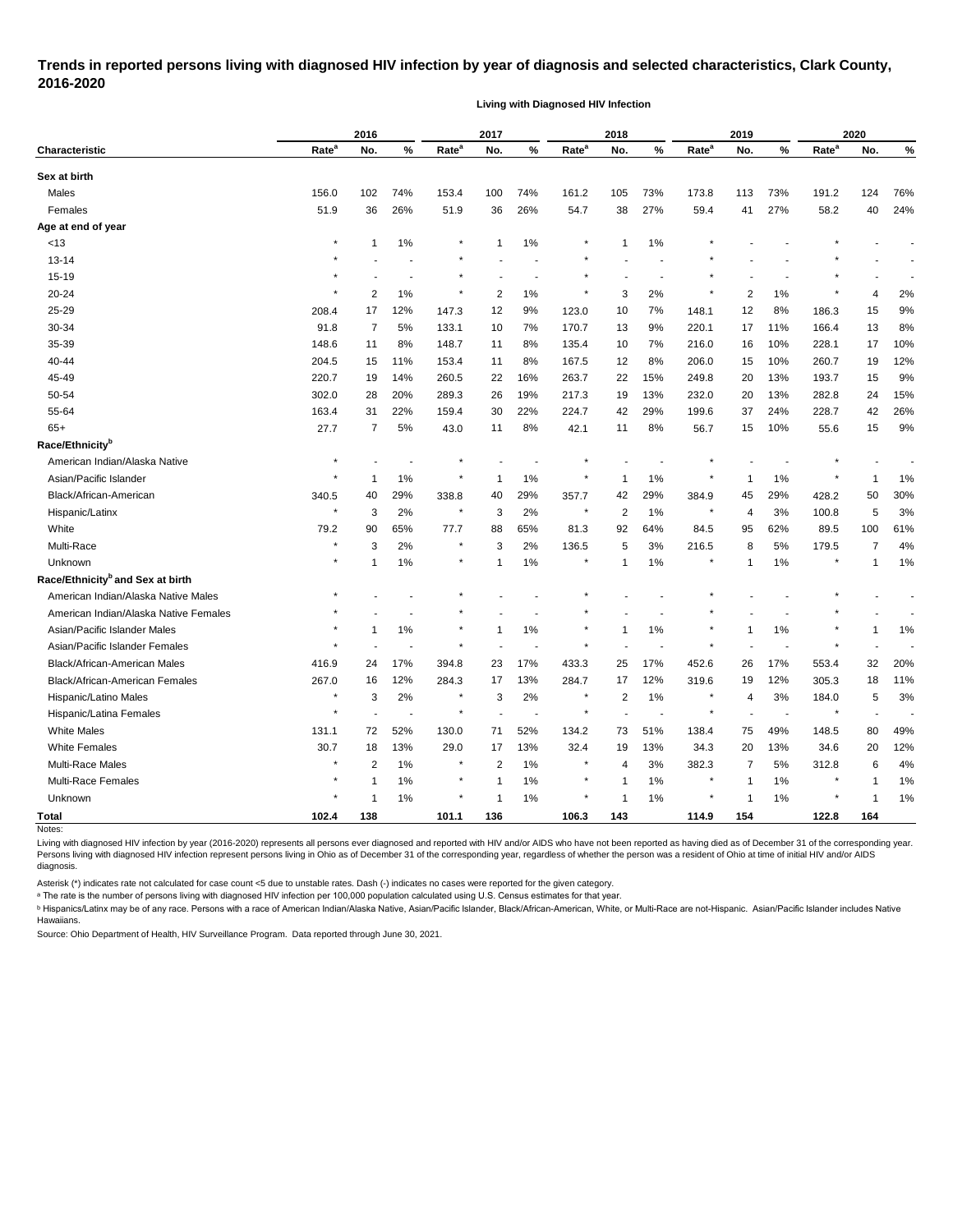# Trends in reported persons living with diagnosed HIV infection by year of diagnosis and selected characteristics, Clark County, 2016-2020

**Living with Diagnosed HIV Infection**

| Characteristic | 2016 | | | 2017 | | | 2018 | | | 2019 | | | 2020 | | |
|---|---|---|---|---|---|---|---|---|---|---|---|---|---|---|---|
| | Rate[a] | No. | % | Rate[a] | No. | % | Rate[a] | No. | % | Rate[a] | No. | % | Rate[a] | No. | % |
| **Sex at birth** | | | | | | | | | | | | | | | |
| Males | 156.0 | 102 | 74% | 153.4 | 100 | 74% | 161.2 | 105 | 73% | 173.8 | 113 | 73% | 191.2 | 124 | 76% |
| Females | 51.9 | 36 | 26% | 51.9 | 36 | 26% | 54.7 | 38 | 27% | 59.4 | 41 | 27% | 58.2 | 40 | 24% |
| **Age at end of year** | | | | | | | | | | | | | | | |
| <13 | * | 1 | 1% | * | 1 | 1% | * | 1 | 1% | * | - | - | * | - | - |
| 13-14 | * | - | - | * | - | - | * | - | - | * | - | - | * | - | - |
| 15-19 | * | - | - | * | - | - | * | - | - | * | - | - | * | - | - |
| 20-24 | * | 2 | 1% | * | 2 | 1% | * | 3 | 2% | * | 2 | 1% | * | 4 | 2% |
| 25-29 | 208.4 | 17 | 12% | 147.3 | 12 | 9% | 123.0 | 10 | 7% | 148.1 | 12 | 8% | 186.3 | 15 | 9% |
| 30-34 | 91.8 | 7 | 5% | 133.1 | 10 | 7% | 170.7 | 13 | 9% | 220.1 | 17 | 11% | 166.4 | 13 | 8% |
| 35-39 | 148.6 | 11 | 8% | 148.7 | 11 | 8% | 135.4 | 10 | 7% | 216.0 | 16 | 10% | 228.1 | 17 | 10% |
| 40-44 | 204.5 | 15 | 11% | 153.4 | 11 | 8% | 167.5 | 12 | 8% | 206.0 | 15 | 10% | 260.7 | 19 | 12% |
| 45-49 | 220.7 | 19 | 14% | 260.5 | 22 | 16% | 263.7 | 22 | 15% | 249.8 | 20 | 13% | 193.7 | 15 | 9% |
| 50-54 | 302.0 | 28 | 20% | 289.3 | 26 | 19% | 217.3 | 19 | 13% | 232.0 | 20 | 13% | 282.8 | 24 | 15% |
| 55-64 | 163.4 | 31 | 22% | 159.4 | 30 | 22% | 224.7 | 42 | 29% | 199.6 | 37 | 24% | 228.7 | 42 | 26% |
| 65+ | 27.7 | 7 | 5% | 43.0 | 11 | 8% | 42.1 | 11 | 8% | 56.7 | 15 | 10% | 55.6 | 15 | 9% |
| **Race/Ethnicity[b]** | | | | | | | | | | | | | | | |
| American Indian/Alaska Native | * | - | - | * | - | - | * | - | - | * | - | - | * | - | - |
| Asian/Pacific Islander | * | 1 | 1% | * | 1 | 1% | * | 1 | 1% | * | 1 | 1% | * | 1 | 1% |
| Black/African-American | 340.5 | 40 | 29% | 338.8 | 40 | 29% | 357.7 | 42 | 29% | 384.9 | 45 | 29% | 428.2 | 50 | 30% |
| Hispanic/Latinx | * | 3 | 2% | * | 3 | 2% | * | 2 | 1% | * | 4 | 3% | 100.8 | 5 | 3% |
| White | 79.2 | 90 | 65% | 77.7 | 88 | 65% | 81.3 | 92 | 64% | 84.5 | 95 | 62% | 89.5 | 100 | 61% |
| Multi-Race | * | 3 | 2% | * | 3 | 2% | 136.5 | 5 | 3% | 216.5 | 8 | 5% | 179.5 | 7 | 4% |
| Unknown | * | 1 | 1% | * | 1 | 1% | * | 1 | 1% | * | 1 | 1% | * | 1 | 1% |
| **Race/Ethnicity[b] and Sex at birth** | | | | | | | | | | | | | | | |
| American Indian/Alaska Native Males | * | - | - | * | - | - | * | - | - | * | - | - | * | - | - |
| American Indian/Alaska Native Females | * | - | - | * | - | - | * | - | - | * | - | - | * | - | - |
| Asian/Pacific Islander Males | * | 1 | 1% | * | 1 | 1% | * | 1 | 1% | * | 1 | 1% | * | 1 | 1% |
| Asian/Pacific Islander Females | * | - | - | * | - | - | * | - | - | * | - | - | * | - | - |
| Black/African-American Males | 416.9 | 24 | 17% | 394.8 | 23 | 17% | 433.3 | 25 | 17% | 452.6 | 26 | 17% | 553.4 | 32 | 20% |
| Black/African-American Females | 267.0 | 16 | 12% | 284.3 | 17 | 13% | 284.7 | 17 | 12% | 319.6 | 19 | 12% | 305.3 | 18 | 11% |
| Hispanic/Latino Males | * | 3 | 2% | * | 3 | 2% | * | 2 | 1% | * | 4 | 3% | 184.0 | 5 | 3% |
| Hispanic/Latina Females | * | - | - | * | - | - | * | - | - | * | - | - | * | - | - |
| White Males | 131.1 | 72 | 52% | 130.0 | 71 | 52% | 134.2 | 73 | 51% | 138.4 | 75 | 49% | 148.5 | 80 | 49% |
| White Females | 30.7 | 18 | 13% | 29.0 | 17 | 13% | 32.4 | 19 | 13% | 34.3 | 20 | 13% | 34.6 | 20 | 12% |
| Multi-Race Males | * | 2 | 1% | * | 2 | 1% | * | 4 | 3% | 382.3 | 7 | 5% | 312.8 | 6 | 4% |
| Multi-Race Females | * | 1 | 1% | * | 1 | 1% | * | 1 | 1% | * | 1 | 1% | * | 1 | 1% |
| Unknown | * | 1 | 1% | * | 1 | 1% | * | 1 | 1% | * | 1 | 1% | * | 1 | 1% |
| **Total** | **102.4** | **138** | | **101.1** | **136** | | **106.3** | **143** | | **114.9** | **154** | | **122.8** | **164** | |

Notes:

Living with diagnosed HIV infection by year (2016-2020) represents all persons ever diagnosed and reported with HIV and/or AIDS who have not been reported as having died as of December 31 of the corresponding year. Persons living with diagnosed HIV infection represent persons living in Ohio as of December 31 of the corresponding year, regardless of whether the person was a resident of Ohio at time of initial HIV and/or AIDS diagnosis.

Asterisk (*) indicates rate not calculated for case count <5 due to unstable rates. Dash (-) indicates no cases were reported for the given category.

[a] The rate is the number of persons living with diagnosed HIV infection per 100,000 population calculated using U.S. Census estimates for that year.

[b] Hispanics/Latinx may be of any race. Persons with a race of American Indian/Alaska Native, Asian/Pacific Islander, Black/African-American, White, or Multi-Race are not-Hispanic. Asian/Pacific Islander includes Native Hawaiians.

Source: Ohio Department of Health, HIV Surveillance Program. Data reported through June 30, 2021.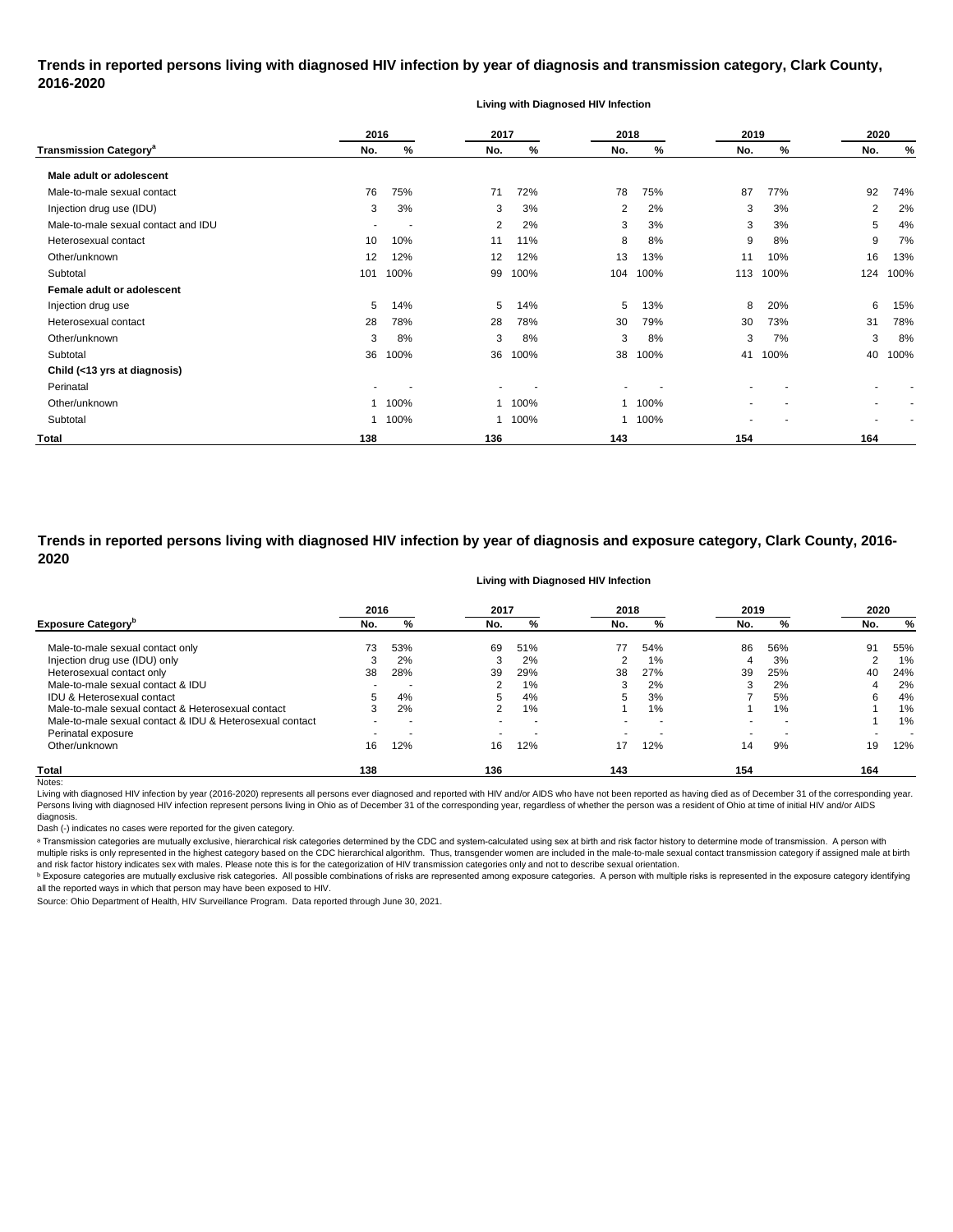## Trends in reported persons living with diagnosed HIV infection by year of diagnosis and transmission category, Clark County, 2016-2020

**Living with Diagnosed HIV Infection**

| Transmission Category[a] | 2016 No. | 2016 % | 2017 No. | 2017 % | 2018 No. | 2018 % | 2019 No. | 2019 % | 2020 No. | 2020 % |
|---|---|---|---|---|---|---|---|---|---|---|
| **Male adult or adolescent** | | | | | | | | | | |
| Male-to-male sexual contact | 76 | 75% | 71 | 72% | 78 | 75% | 87 | 77% | 92 | 74% |
| Injection drug use (IDU) | 3 | 3% | 3 | 3% | 2 | 2% | 3 | 3% | 2 | 2% |
| Male-to-male sexual contact and IDU | - | - | 2 | 2% | 3 | 3% | 3 | 3% | 5 | 4% |
| Heterosexual contact | 10 | 10% | 11 | 11% | 8 | 8% | 9 | 8% | 9 | 7% |
| Other/unknown | 12 | 12% | 12 | 12% | 13 | 13% | 11 | 10% | 16 | 13% |
| Subtotal | 101 | 100% | 99 | 100% | 104 | 100% | 113 | 100% | 124 | 100% |
| **Female adult or adolescent** | | | | | | | | | | |
| Injection drug use | 5 | 14% | 5 | 14% | 5 | 13% | 8 | 20% | 6 | 15% |
| Heterosexual contact | 28 | 78% | 28 | 78% | 30 | 79% | 30 | 73% | 31 | 78% |
| Other/unknown | 3 | 8% | 3 | 8% | 3 | 8% | 3 | 7% | 3 | 8% |
| Subtotal | 36 | 100% | 36 | 100% | 38 | 100% | 41 | 100% | 40 | 100% |
| **Child (<13 yrs at diagnosis)** | | | | | | | | | | |
| Perinatal | - | - | - | - | - | - | - | - | - | - |
| Other/unknown | 1 | 100% | 1 | 100% | 1 | 100% | - | - | - | - |
| Subtotal | 1 | 100% | 1 | 100% | 1 | 100% | - | - | - | - |
| **Total** | **138** | | **136** | | **143** | | **154** | | **164** | |

## Trends in reported persons living with diagnosed HIV infection by year of diagnosis and exposure category, Clark County, 2016-2020

**Living with Diagnosed HIV Infection**

| Exposure Category[b] | 2016 No. | 2016 % | 2017 No. | 2017 % | 2018 No. | 2018 % | 2019 No. | 2019 % | 2020 No. | 2020 % |
|---|---|---|---|---|---|---|---|---|---|---|
| Male-to-male sexual contact only | 73 | 53% | 69 | 51% | 77 | 54% | 86 | 56% | 91 | 55% |
| Injection drug use (IDU) only | 3 | 2% | 3 | 2% | 2 | 1% | 4 | 3% | 2 | 1% |
| Heterosexual contact only | 38 | 28% | 39 | 29% | 38 | 27% | 39 | 25% | 40 | 24% |
| Male-to-male sexual contact & IDU | - | - | 2 | 1% | 3 | 2% | 3 | 2% | 4 | 2% |
| IDU & Heterosexual contact | 5 | 4% | 5 | 4% | 5 | 3% | 7 | 5% | 6 | 4% |
| Male-to-male sexual contact & Heterosexual contact | 3 | 2% | 2 | 1% | 1 | 1% | 1 | 1% | 1 | 1% |
| Male-to-male sexual contact & IDU & Heterosexual contact | - | - | - | - | - | - | - | - | 1 | 1% |
| Perinatal exposure | - | - | - | - | - | - | - | - | - | - |
| Other/unknown | 16 | 12% | 16 | 12% | 17 | 12% | 14 | 9% | 19 | 12% |
| **Total** | **138** | | **136** | | **143** | | **154** | | **164** | |

Notes:

Living with diagnosed HIV infection by year (2016-2020) represents all persons ever diagnosed and reported with HIV and/or AIDS who have not been reported as having died as of December 31 of the corresponding year. Persons living with diagnosed HIV infection represent persons living in Ohio as of December 31 of the corresponding year, regardless of whether the person was a resident of Ohio at time of initial HIV and/or AIDS diagnosis.

Dash (-) indicates no cases were reported for the given category.

[a] Transmission categories are mutually exclusive, hierarchical risk categories determined by the CDC and system-calculated using sex at birth and risk factor history to determine mode of transmission. A person with multiple risks is only represented in the highest category based on the CDC hierarchical algorithm. Thus, transgender women are included in the male-to-male sexual contact transmission category if assigned male at birth and risk factor history indicates sex with males. Please note this is for the categorization of HIV transmission categories only and not to describe sexual orientation.

[b] Exposure categories are mutually exclusive risk categories. All possible combinations of risks are represented among exposure categories. A person with multiple risks is represented in the exposure category identifying all the reported ways in which that person may have been exposed to HIV.

Source: Ohio Department of Health, HIV Surveillance Program. Data reported through June 30, 2021.